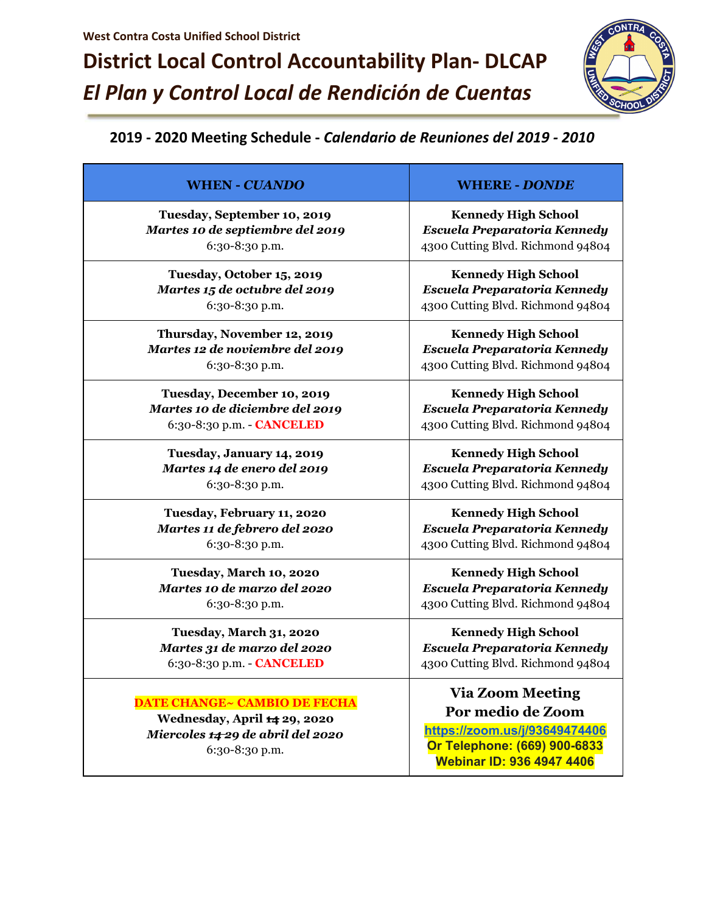West Contra Costa Unified School District

# District Local Control Accountability Plan- DLCAP

# *El Plan y Control Local de Rendición de Cuentas*

## 2019 - 2020 Meeting Schedule - *Calendario de Reuniones del 2019 - 2010*

| WHEN - *CUANDO* | WHERE - *DONDE* |
|---|---|
| **Tuesday, September 10, 2019**<br>***Martes 10 de septiembre del 2019***<br>6:30-8:30 p.m. | **Kennedy High School**<br>***Escuela Preparatoria Kennedy***<br>4300 Cutting Blvd. Richmond 94804 |
| **Tuesday, October 15, 2019**<br>***Martes 15 de octubre del 2019***<br>6:30-8:30 p.m. | **Kennedy High School**<br>***Escuela Preparatoria Kennedy***<br>4300 Cutting Blvd. Richmond 94804 |
| **Thursday, November 12, 2019**<br>***Martes 12 de noviembre del 2019***<br>6:30-8:30 p.m. | **Kennedy High School**<br>***Escuela Preparatoria Kennedy***<br>4300 Cutting Blvd. Richmond 94804 |
| **Tuesday, December 10, 2019**<br>***Martes 10 de diciembre del 2019***<br>6:30-8:30 p.m. - **CANCELED** | **Kennedy High School**<br>***Escuela Preparatoria Kennedy***<br>4300 Cutting Blvd. Richmond 94804 |
| **Tuesday, January 14, 2019**<br>***Martes 14 de enero del 2019***<br>6:30-8:30 p.m. | **Kennedy High School**<br>***Escuela Preparatoria Kennedy***<br>4300 Cutting Blvd. Richmond 94804 |
| **Tuesday, February 11, 2020**<br>***Martes 11 de febrero del 2020***<br>6:30-8:30 p.m. | **Kennedy High School**<br>***Escuela Preparatoria Kennedy***<br>4300 Cutting Blvd. Richmond 94804 |
| **Tuesday, March 10, 2020**<br>***Martes 10 de marzo del 2020***<br>6:30-8:30 p.m. | **Kennedy High School**<br>***Escuela Preparatoria Kennedy***<br>4300 Cutting Blvd. Richmond 94804 |
| **Tuesday, March 31, 2020**<br>***Martes 31 de marzo del 2020***<br>6:30-8:30 p.m. - **CANCELED** | **Kennedy High School**<br>***Escuela Preparatoria Kennedy***<br>4300 Cutting Blvd. Richmond 94804 |
| **DATE CHANGE~ CAMBIO DE FECHA**<br>**Wednesday, April ~~14~~ 29, 2020**<br>***Miercoles ~~14~~ 29 de abril del 2020***<br>6:30-8:30 p.m. | **Via Zoom Meeting**<br>**Por medio de Zoom**<br>**https://zoom.us/j/93649474406**<br>**Or Telephone: (669) 900-6833**<br>**Webinar ID: 936 4947 4406** |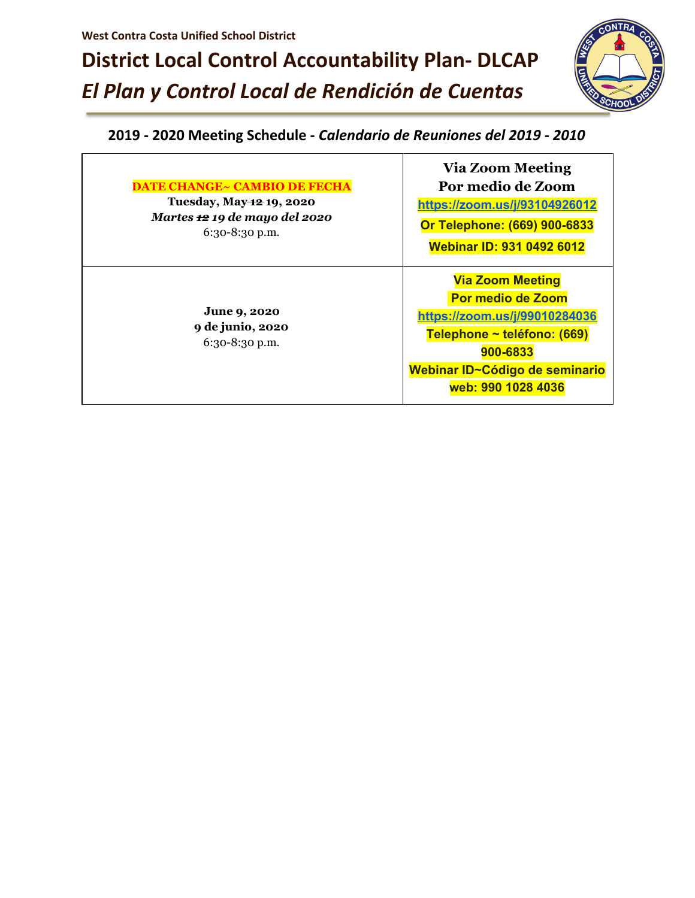West Contra Costa Unified School District

# District Local Control Accountability Plan- DLCAP

# *El Plan y Control Local de Rendición de Cuentas*

## 2019 - 2020 Meeting Schedule - *Calendario de Reuniones del 2019 - 2010*

| | |
|---|---|
| **DATE CHANGE~ CAMBIO DE FECHA**<br>**Tuesday, May ~~12~~ 19, 2020**<br>***Martes ~~12~~ 19 de mayo del 2020***<br>6:30-8:30 p.m. | **Via Zoom Meeting**<br>**Por medio de Zoom**<br>**https://zoom.us/j/93104926012**<br>**Or Telephone: (669) 900-6833**<br>**Webinar ID: 931 0492 6012** |
| **June 9, 2020**<br>**9 de junio, 2020**<br>6:30-8:30 p.m. | **Via Zoom Meeting**<br>**Por medio de Zoom**<br>**https://zoom.us/j/99010284036**<br>**Telephone ~ teléfono: (669) 900-6833**<br>**Webinar ID~Código de seminario web: 990 1028 4036** |